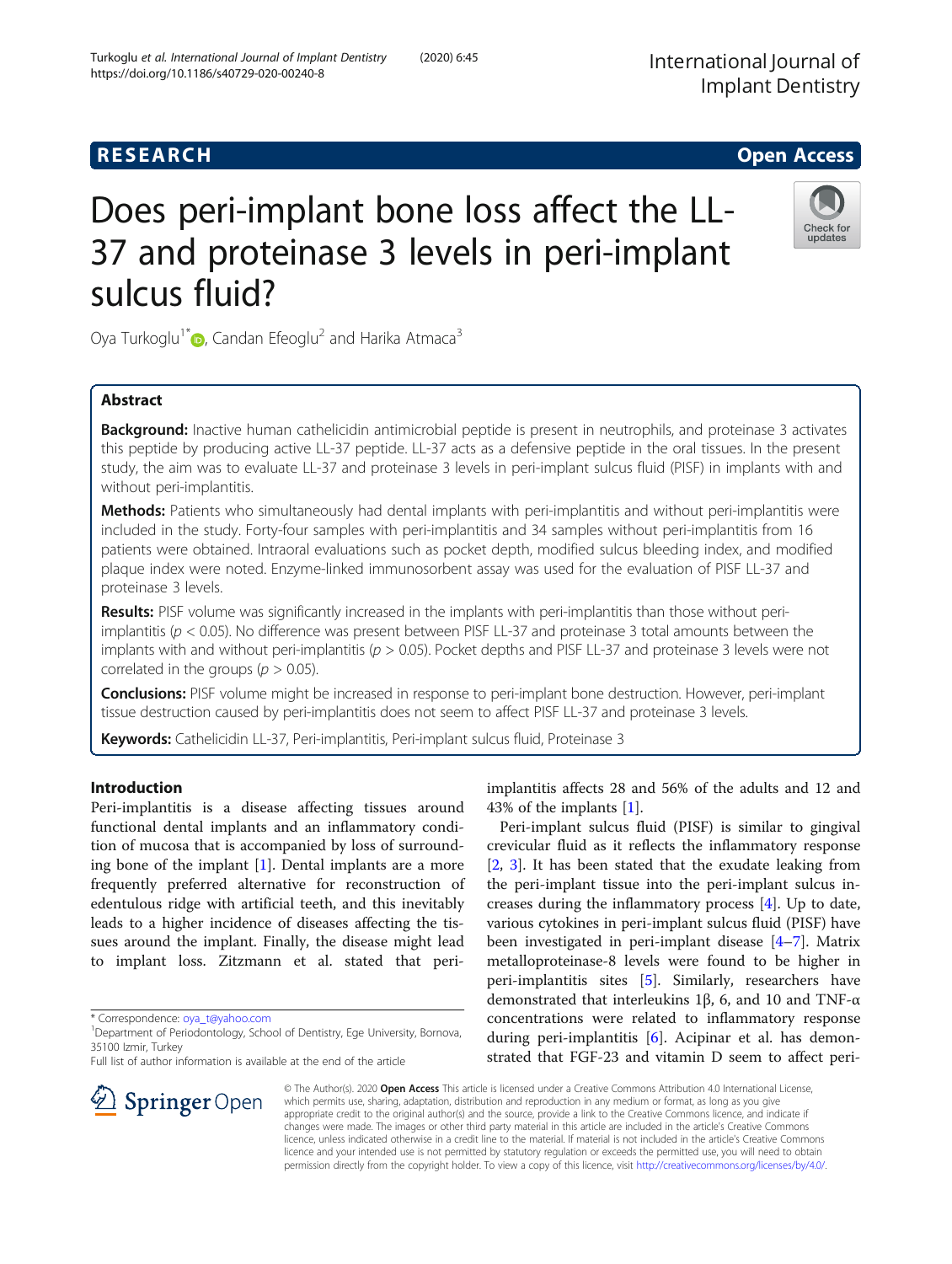RESEARCH Open Access

# Does peri-implant bone loss affect the LL-37 and proteinase 3 levels in peri-implant sulcus fluid?

Oya Turkoglu[1*], Candan Efeoglu[2] and Harika Atmaca[3]

## Abstract

**Background:** Inactive human cathelicidin antimicrobial peptide is present in neutrophils, and proteinase 3 activates this peptide by producing active LL-37 peptide. LL-37 acts as a defensive peptide in the oral tissues. In the present study, the aim was to evaluate LL-37 and proteinase 3 levels in peri-implant sulcus fluid (PISF) in implants with and without peri-implantitis.

**Methods:** Patients who simultaneously had dental implants with peri-implantitis and without peri-implantitis were included in the study. Forty-four samples with peri-implantitis and 34 samples without peri-implantitis from 16 patients were obtained. Intraoral evaluations such as pocket depth, modified sulcus bleeding index, and modified plaque index were noted. Enzyme-linked immunosorbent assay was used for the evaluation of PISF LL-37 and proteinase 3 levels.

**Results:** PISF volume was significantly increased in the implants with peri-implantitis than those without peri-implantitis ($p < 0.05$). No difference was present between PISF LL-37 and proteinase 3 total amounts between the implants with and without peri-implantitis ($p > 0.05$). Pocket depths and PISF LL-37 and proteinase 3 levels were not correlated in the groups ($p > 0.05$).

**Conclusions:** PISF volume might be increased in response to peri-implant bone destruction. However, peri-implant tissue destruction caused by peri-implantitis does not seem to affect PISF LL-37 and proteinase 3 levels.

**Keywords:** Cathelicidin LL-37, Peri-implantitis, Peri-implant sulcus fluid, Proteinase 3

## Introduction

Peri-implantitis is a disease affecting tissues around functional dental implants and an inflammatory condition of mucosa that is accompanied by loss of surrounding bone of the implant [1]. Dental implants are a more frequently preferred alternative for reconstruction of edentulous ridge with artificial teeth, and this inevitably leads to a higher incidence of diseases affecting the tissues around the implant. Finally, the disease might lead to implant loss. Zitzmann et al. stated that peri-implantitis affects 28 and 56% of the adults and 12 and 43% of the implants [1].

Peri-implant sulcus fluid (PISF) is similar to gingival crevicular fluid as it reflects the inflammatory response [2, 3]. It has been stated that the exudate leaking from the peri-implant tissue into the peri-implant sulcus increases during the inflammatory process [4]. Up to date, various cytokines in peri-implant sulcus fluid (PISF) have been investigated in peri-implant disease [4–7]. Matrix metalloproteinase-8 levels were found to be higher in peri-implantitis sites [5]. Similarly, researchers have demonstrated that interleukins 1β, 6, and 10 and TNF-α concentrations were related to inflammatory response during peri-implantitis [6]. Acipinar et al. has demonstrated that FGF-23 and vitamin D seem to affect peri-

\* Correspondence: oya_t@yahoo.com
[1]Department of Periodontology, School of Dentistry, Ege University, Bornova, 35100 Izmir, Turkey
Full list of author information is available at the end of the article

© The Author(s). 2020 **Open Access** This article is licensed under a Creative Commons Attribution 4.0 International License, which permits use, sharing, adaptation, distribution and reproduction in any medium or format, as long as you give appropriate credit to the original author(s) and the source, provide a link to the Creative Commons licence, and indicate if changes were made. The images or other third party material in this article are included in the article's Creative Commons licence, unless indicated otherwise in a credit line to the material. If material is not included in the article's Creative Commons licence and your intended use is not permitted by statutory regulation or exceeds the permitted use, you will need to obtain permission directly from the copyright holder. To view a copy of this licence, visit http://creativecommons.org/licenses/by/4.0/.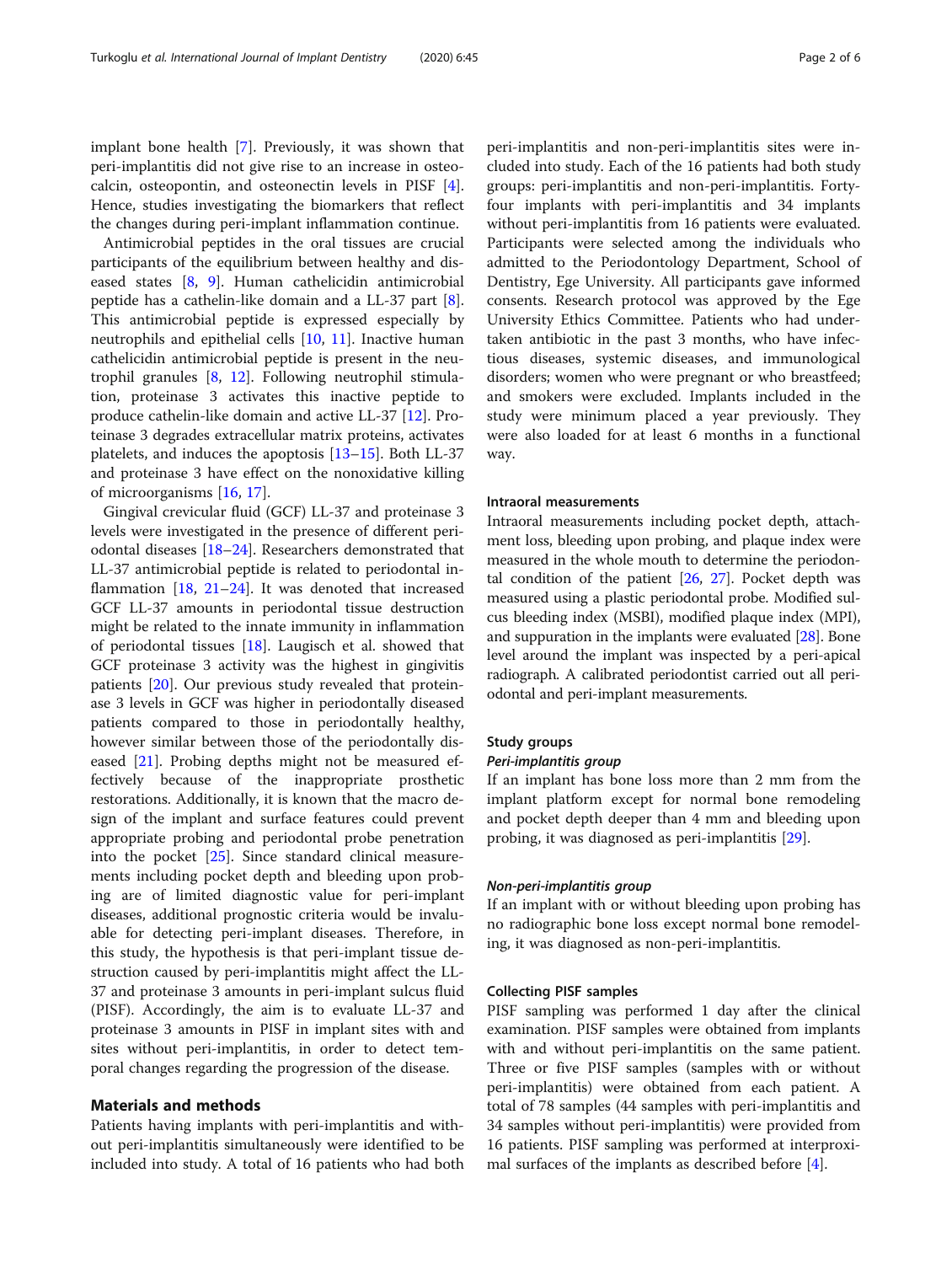implant bone health [7]. Previously, it was shown that peri-implantitis did not give rise to an increase in osteocalcin, osteopontin, and osteonectin levels in PISF [4]. Hence, studies investigating the biomarkers that reflect the changes during peri-implant inflammation continue.

Antimicrobial peptides in the oral tissues are crucial participants of the equilibrium between healthy and diseased states [8, 9]. Human cathelicidin antimicrobial peptide has a cathelin-like domain and a LL-37 part [8]. This antimicrobial peptide is expressed especially by neutrophils and epithelial cells [10, 11]. Inactive human cathelicidin antimicrobial peptide is present in the neutrophil granules [8, 12]. Following neutrophil stimulation, proteinase 3 activates this inactive peptide to produce cathelin-like domain and active LL-37 [12]. Proteinase 3 degrades extracellular matrix proteins, activates platelets, and induces the apoptosis [13–15]. Both LL-37 and proteinase 3 have effect on the nonoxidative killing of microorganisms [16, 17].

Gingival crevicular fluid (GCF) LL-37 and proteinase 3 levels were investigated in the presence of different periodontal diseases [18–24]. Researchers demonstrated that LL-37 antimicrobial peptide is related to periodontal inflammation [18, 21–24]. It was denoted that increased GCF LL-37 amounts in periodontal tissue destruction might be related to the innate immunity in inflammation of periodontal tissues [18]. Laugisch et al. showed that GCF proteinase 3 activity was the highest in gingivitis patients [20]. Our previous study revealed that proteinase 3 levels in GCF was higher in periodontally diseased patients compared to those in periodontally healthy, however similar between those of the periodontally diseased [21]. Probing depths might not be measured effectively because of the inappropriate prosthetic restorations. Additionally, it is known that the macro design of the implant and surface features could prevent appropriate probing and periodontal probe penetration into the pocket [25]. Since standard clinical measurements including pocket depth and bleeding upon probing are of limited diagnostic value for peri-implant diseases, additional prognostic criteria would be invaluable for detecting peri-implant diseases. Therefore, in this study, the hypothesis is that peri-implant tissue destruction caused by peri-implantitis might affect the LL-37 and proteinase 3 amounts in peri-implant sulcus fluid (PISF). Accordingly, the aim is to evaluate LL-37 and proteinase 3 amounts in PISF in implant sites with and sites without peri-implantitis, in order to detect temporal changes regarding the progression of the disease.

## Materials and methods

Patients having implants with peri-implantitis and without peri-implantitis simultaneously were identified to be included into study. A total of 16 patients who had both peri-implantitis and non-peri-implantitis sites were included into study. Each of the 16 patients had both study groups: peri-implantitis and non-peri-implantitis. Forty-four implants with peri-implantitis and 34 implants without peri-implantitis from 16 patients were evaluated. Participants were selected among the individuals who admitted to the Periodontology Department, School of Dentistry, Ege University. All participants gave informed consents. Research protocol was approved by the Ege University Ethics Committee. Patients who had undertaken antibiotic in the past 3 months, who have infectious diseases, systemic diseases, and immunological disorders; women who were pregnant or who breastfeed; and smokers were excluded. Implants included in the study were minimum placed a year previously. They were also loaded for at least 6 months in a functional way.

### Intraoral measurements

Intraoral measurements including pocket depth, attachment loss, bleeding upon probing, and plaque index were measured in the whole mouth to determine the periodontal condition of the patient [26, 27]. Pocket depth was measured using a plastic periodontal probe. Modified sulcus bleeding index (MSBI), modified plaque index (MPI), and suppuration in the implants were evaluated [28]. Bone level around the implant was inspected by a peri-apical radiograph. A calibrated periodontist carried out all periodontal and peri-implant measurements.

### Study groups

#### *Peri-implantitis group*

If an implant has bone loss more than 2 mm from the implant platform except for normal bone remodeling and pocket depth deeper than 4 mm and bleeding upon probing, it was diagnosed as peri-implantitis [29].

#### *Non-peri-implantitis group*

If an implant with or without bleeding upon probing has no radiographic bone loss except normal bone remodeling, it was diagnosed as non-peri-implantitis.

### Collecting PISF samples

PISF sampling was performed 1 day after the clinical examination. PISF samples were obtained from implants with and without peri-implantitis on the same patient. Three or five PISF samples (samples with or without peri-implantitis) were obtained from each patient. A total of 78 samples (44 samples with peri-implantitis and 34 samples without peri-implantitis) were provided from 16 patients. PISF sampling was performed at interproximal surfaces of the implants as described before [4].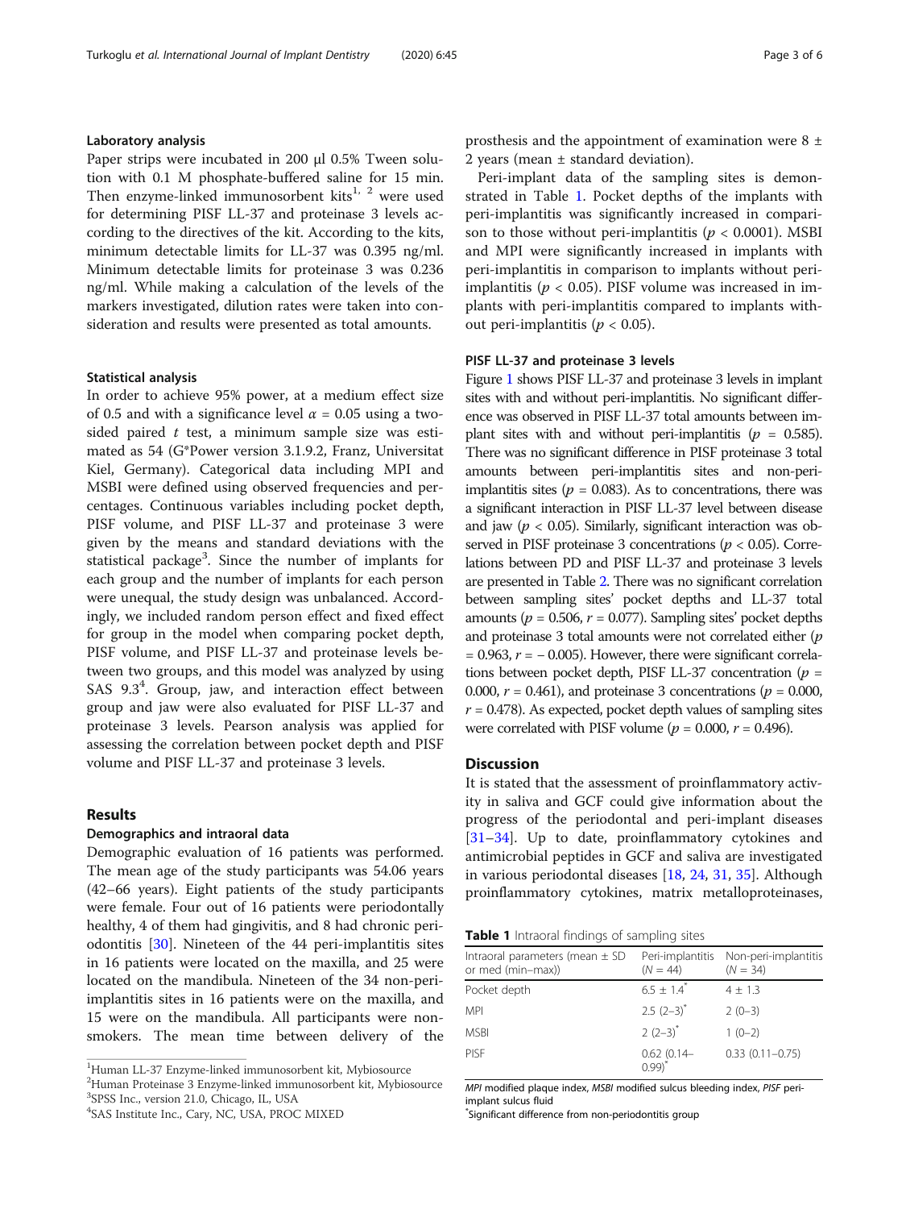### Laboratory analysis

Paper strips were incubated in 200 µl 0.5% Tween solution with 0.1 M phosphate-buffered saline for 15 min. Then enzyme-linked immunosorbent kits[1, 2] were used for determining PISF LL-37 and proteinase 3 levels according to the directives of the kit. According to the kits, minimum detectable limits for LL-37 was 0.395 ng/ml. Minimum detectable limits for proteinase 3 was 0.236 ng/ml. While making a calculation of the levels of the markers investigated, dilution rates were taken into consideration and results were presented as total amounts.

### Statistical analysis

In order to achieve 95% power, at a medium effect size of 0.5 and with a significance level $\alpha = 0.05$ using a two-sided paired $t$ test, a minimum sample size was estimated as 54 (G*Power version 3.1.9.2, Franz, Universitat Kiel, Germany). Categorical data including MPI and MSBI were defined using observed frequencies and percentages. Continuous variables including pocket depth, PISF volume, and PISF LL-37 and proteinase 3 were given by the means and standard deviations with the statistical package[3]. Since the number of implants for each group and the number of implants for each person were unequal, the study design was unbalanced. Accordingly, we included random person effect and fixed effect for group in the model when comparing pocket depth, PISF volume, and PISF LL-37 and proteinase levels between two groups, and this model was analyzed by using SAS 9.3[4]. Group, jaw, and interaction effect between group and jaw were also evaluated for PISF LL-37 and proteinase 3 levels. Pearson analysis was applied for assessing the correlation between pocket depth and PISF volume and PISF LL-37 and proteinase 3 levels.

## Results

### Demographics and intraoral data

Demographic evaluation of 16 patients was performed. The mean age of the study participants was 54.06 years (42–66 years). Eight patients of the study participants were female. Four out of 16 patients were periodontally healthy, 4 of them had gingivitis, and 8 had chronic periodontitis [30]. Nineteen of the 44 peri-implantitis sites in 16 patients were located on the maxilla, and 25 were located on the mandibula. Nineteen of the 34 non-peri-implantitis sites in 16 patients were on the maxilla, and 15 were on the mandibula. All participants were non-smokers. The mean time between delivery of the prosthesis and the appointment of examination were 8 ± 2 years (mean ± standard deviation).

Peri-implant data of the sampling sites is demonstrated in Table 1. Pocket depths of the implants with peri-implantitis was significantly increased in comparison to those without peri-implantitis ($p < 0.0001$). MSBI and MPI were significantly increased in implants with peri-implantitis in comparison to implants without peri-implantitis ($p < 0.05$). PISF volume was increased in implants with peri-implantitis compared to implants without peri-implantitis ($p < 0.05$).

### PISF LL-37 and proteinase 3 levels

Figure 1 shows PISF LL-37 and proteinase 3 levels in implant sites with and without peri-implantitis. No significant difference was observed in PISF LL-37 total amounts between implant sites with and without peri-implantitis ($p = 0.585$). There was no significant difference in PISF proteinase 3 total amounts between peri-implantitis sites and non-peri-implantitis sites ($p = 0.083$). As to concentrations, there was a significant interaction in PISF LL-37 level between disease and jaw ($p < 0.05$). Similarly, significant interaction was observed in PISF proteinase 3 concentrations ($p < 0.05$). Correlations between PD and PISF LL-37 and proteinase 3 levels are presented in Table 2. There was no significant correlation between sampling sites' pocket depths and LL-37 total amounts ($p = 0.506$, $r = 0.077$). Sampling sites' pocket depths and proteinase 3 total amounts were not correlated either ($p = 0.963$, $r = -0.005$). However, there were significant correlations between pocket depth, PISF LL-37 concentration ($p = 0.000$, $r = 0.461$), and proteinase 3 concentrations ($p = 0.000$, $r = 0.478$). As expected, pocket depth values of sampling sites were correlated with PISF volume ($p = 0.000$, $r = 0.496$).

## Discussion

It is stated that the assessment of proinflammatory activity in saliva and GCF could give information about the progress of the periodontal and peri-implant diseases [31–34]. Up to date, proinflammatory cytokines and antimicrobial peptides in GCF and saliva are investigated in various periodontal diseases [18, 24, 31, 35]. Although proinflammatory cytokines, matrix metalloproteinases,

**Table 1** Intraoral findings of sampling sites

| Intraoral parameters (mean ± SD or med (min–max)) | Peri-implantitis ($N = 44$) | Non-peri-implantitis ($N = 34$) |
|---|---|---|
| Pocket depth | 6.5 ± 1.4* | 4 ± 1.3 |
| MPI | 2.5 (2–3)* | 2 (0–3) |
| MSBI | 2 (2–3)* | 1 (0–2) |
| PISF | 0.62 (0.14–0.99)* | 0.33 (0.11–0.75) |

*MPI* modified plaque index, *MSBI* modified sulcus bleeding index, *PISF* peri-implant sulcus fluid

*Significant difference from non-periodontitis group

[1]Human LL-37 Enzyme-linked immunosorbent kit, Mybiosource
[2]Human Proteinase 3 Enzyme-linked immunosorbent kit, Mybiosource
[3]SPSS Inc., version 21.0, Chicago, IL, USA
[4]SAS Institute Inc., Cary, NC, USA, PROC MIXED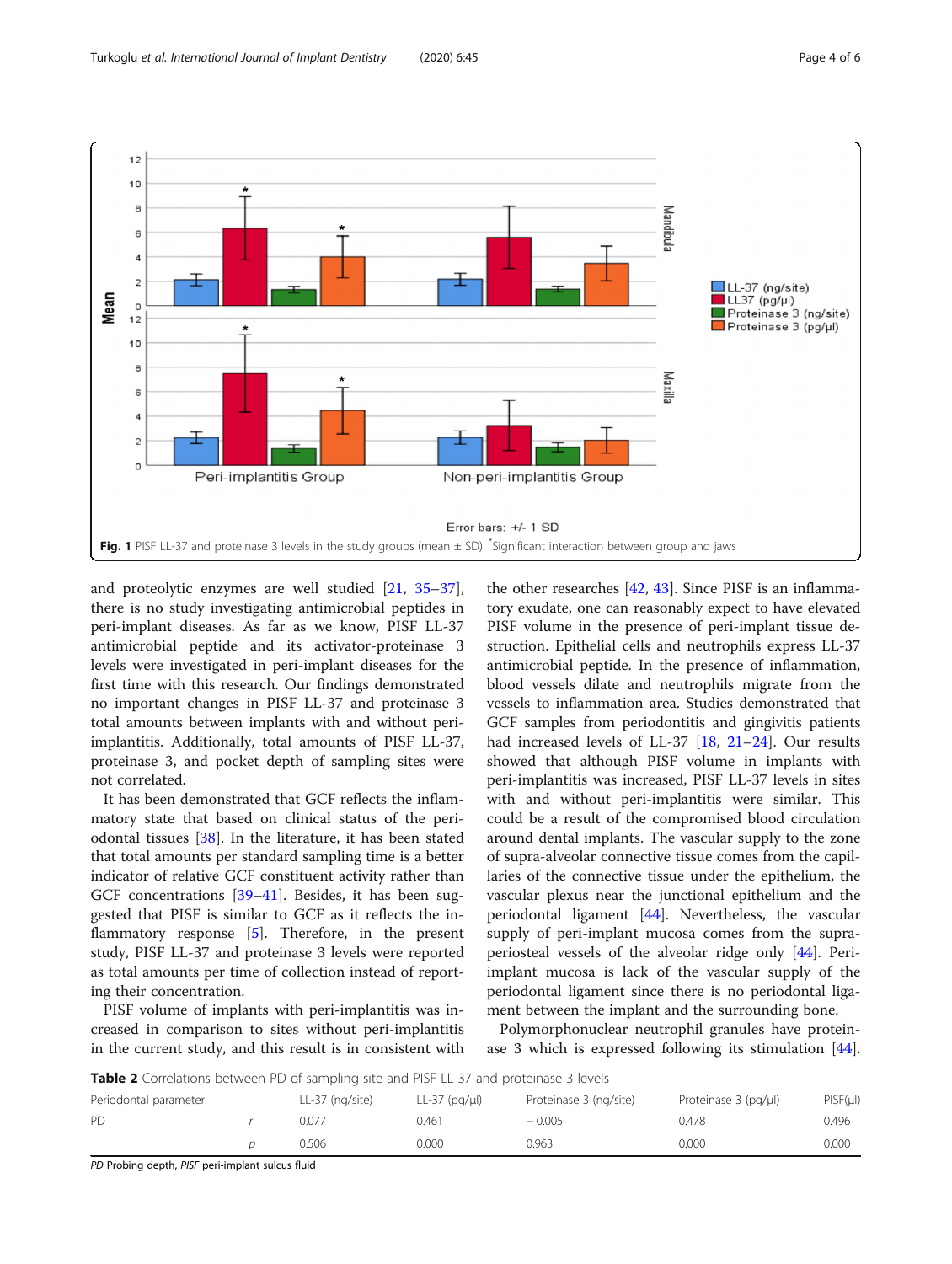Fig. 1 PISF LL-37 and proteinase 3 levels in the study groups (mean ± SD). *Significant interaction between group and jaws

and proteolytic enzymes are well studied [21, 35–37], there is no study investigating antimicrobial peptides in peri-implant diseases. As far as we know, PISF LL-37 antimicrobial peptide and its activator-proteinase 3 levels were investigated in peri-implant diseases for the first time with this research. Our findings demonstrated no important changes in PISF LL-37 and proteinase 3 total amounts between implants with and without peri-implantitis. Additionally, total amounts of PISF LL-37, proteinase 3, and pocket depth of sampling sites were not correlated.

It has been demonstrated that GCF reflects the inflammatory state that based on clinical status of the periodontal tissues [38]. In the literature, it has been stated that total amounts per standard sampling time is a better indicator of relative GCF constituent activity rather than GCF concentrations [39–41]. Besides, it has been suggested that PISF is similar to GCF as it reflects the inflammatory response [5]. Therefore, in the present study, PISF LL-37 and proteinase 3 levels were reported as total amounts per time of collection instead of reporting their concentration.

PISF volume of implants with peri-implantitis was increased in comparison to sites without peri-implantitis in the current study, and this result is in consistent with the other researches [42, 43]. Since PISF is an inflammatory exudate, one can reasonably expect to have elevated PISF volume in the presence of peri-implant tissue destruction. Epithelial cells and neutrophils express LL-37 antimicrobial peptide. In the presence of inflammation, blood vessels dilate and neutrophils migrate from the vessels to inflammation area. Studies demonstrated that GCF samples from periodontitis and gingivitis patients had increased levels of LL-37 [18, 21–24]. Our results showed that although PISF volume in implants with peri-implantitis was increased, PISF LL-37 levels in sites with and without peri-implantitis were similar. This could be a result of the compromised blood circulation around dental implants. The vascular supply to the zone of supra-alveolar connective tissue comes from the capillaries of the connective tissue under the epithelium, the vascular plexus near the junctional epithelium and the periodontal ligament [44]. Nevertheless, the vascular supply of peri-implant mucosa comes from the supraperiosteal vessels of the alveolar ridge only [44]. Peri-implant mucosa is lack of the vascular supply of the periodontal ligament since there is no periodontal ligament between the implant and the surrounding bone.

Polymorphonuclear neutrophil granules have proteinase 3 which is expressed following its stimulation [44].

**Table 2** Correlations between PD of sampling site and PISF LL-37 and proteinase 3 levels

| Periodontal parameter | | LL-37 (ng/site) | LL-37 (pg/μl) | Proteinase 3 (ng/site) | Proteinase 3 (pg/μl) | PISF(μl) |
|---|---|---|---|---|---|---|
| PD | *r* | 0.077 | 0.461 | − 0.005 | 0.478 | 0.496 |
| | *p* | 0.506 | 0.000 | 0.963 | 0.000 | 0.000 |

*PD* Probing depth, *PISF* peri-implant sulcus fluid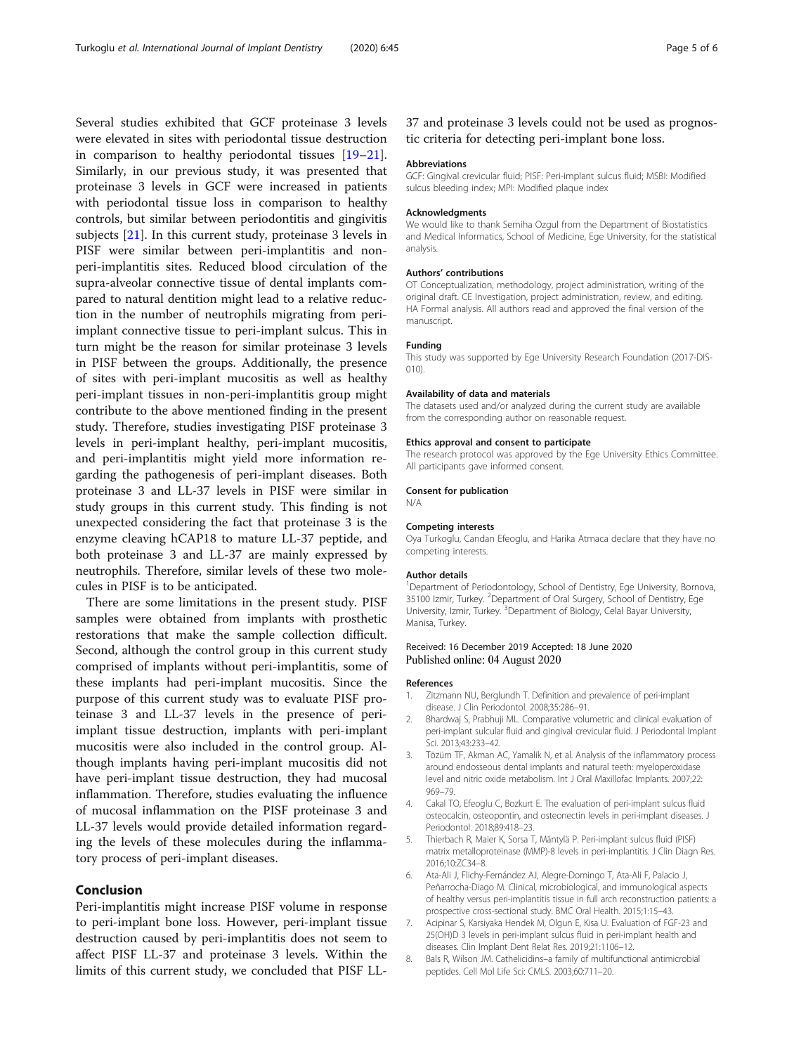Several studies exhibited that GCF proteinase 3 levels were elevated in sites with periodontal tissue destruction in comparison to healthy periodontal tissues [19–21]. Similarly, in our previous study, it was presented that proteinase 3 levels in GCF were increased in patients with periodontal tissue loss in comparison to healthy controls, but similar between periodontitis and gingivitis subjects [21]. In this current study, proteinase 3 levels in PISF were similar between peri-implantitis and non-peri-implantitis sites. Reduced blood circulation of the supra-alveolar connective tissue of dental implants compared to natural dentition might lead to a relative reduction in the number of neutrophils migrating from peri-implant connective tissue to peri-implant sulcus. This in turn might be the reason for similar proteinase 3 levels in PISF between the groups. Additionally, the presence of sites with peri-implant mucositis as well as healthy peri-implant tissues in non-peri-implantitis group might contribute to the above mentioned finding in the present study. Therefore, studies investigating PISF proteinase 3 levels in peri-implant healthy, peri-implant mucositis, and peri-implantitis might yield more information regarding the pathogenesis of peri-implant diseases. Both proteinase 3 and LL-37 levels in PISF were similar in study groups in this current study. This finding is not unexpected considering the fact that proteinase 3 is the enzyme cleaving hCAP18 to mature LL-37 peptide, and both proteinase 3 and LL-37 are mainly expressed by neutrophils. Therefore, similar levels of these two molecules in PISF is to be anticipated.

There are some limitations in the present study. PISF samples were obtained from implants with prosthetic restorations that make the sample collection difficult. Second, although the control group in this current study comprised of implants without peri-implantitis, some of these implants had peri-implant mucositis. Since the purpose of this current study was to evaluate PISF proteinase 3 and LL-37 levels in the presence of peri-implant tissue destruction, implants with peri-implant mucositis were also included in the control group. Although implants having peri-implant mucositis did not have peri-implant tissue destruction, they had mucosal inflammation. Therefore, studies evaluating the influence of mucosal inflammation on the PISF proteinase 3 and LL-37 levels would provide detailed information regarding the levels of these molecules during the inflammatory process of peri-implant diseases.

## Conclusion

Peri-implantitis might increase PISF volume in response to peri-implant bone loss. However, peri-implant tissue destruction caused by peri-implantitis does not seem to affect PISF LL-37 and proteinase 3 levels. Within the limits of this current study, we concluded that PISF LL-37 and proteinase 3 levels could not be used as prognostic criteria for detecting peri-implant bone loss.

### Abbreviations

GCF: Gingival crevicular fluid; PISF: Peri-implant sulcus fluid; MSBI: Modified sulcus bleeding index; MPI: Modified plaque index

### Acknowledgments

We would like to thank Semiha Ozgul from the Department of Biostatistics and Medical Informatics, School of Medicine, Ege University, for the statistical analysis.

### Authors' contributions

OT Conceptualization, methodology, project administration, writing of the original draft. CE Investigation, project administration, review, and editing. HA Formal analysis. All authors read and approved the final version of the manuscript.

### Funding

This study was supported by Ege University Research Foundation (2017-DIS-010).

### Availability of data and materials

The datasets used and/or analyzed during the current study are available from the corresponding author on reasonable request.

### Ethics approval and consent to participate

The research protocol was approved by the Ege University Ethics Committee. All participants gave informed consent.

### Consent for publication

N/A

### Competing interests

Oya Turkoglu, Candan Efeoglu, and Harika Atmaca declare that they have no competing interests.

### Author details

[1]Department of Periodontology, School of Dentistry, Ege University, Bornova, 35100 Izmir, Turkey. [2]Department of Oral Surgery, School of Dentistry, Ege University, Izmir, Turkey. [3]Department of Biology, Celal Bayar University, Manisa, Turkey.

Received: 16 December 2019 Accepted: 18 June 2020
Published online: 04 August 2020

### References

1. Zitzmann NU, Berglundh T. Definition and prevalence of peri-implant disease. J Clin Periodontol. 2008;35:286–91.
2. Bhardwaj S, Prabhuji ML. Comparative volumetric and clinical evaluation of peri-implant sulcular fluid and gingival crevicular fluid. J Periodontal Implant Sci. 2013;43:233–42.
3. Tözüm TF, Akman AC, Yamalik N, et al. Analysis of the inflammatory process around endosseous dental implants and natural teeth: myeloperoxidase level and nitric oxide metabolism. Int J Oral Maxillofac Implants. 2007;22:969–79.
4. Cakal TO, Efeoglu C, Bozkurt E. The evaluation of peri-implant sulcus fluid osteocalcin, osteopontin, and osteonectin levels in peri-implant diseases. J Periodontol. 2018;89:418–23.
5. Thierbach R, Maier K, Sorsa T, Mäntylä P. Peri-implant sulcus fluid (PISF) matrix metalloproteinase (MMP)-8 levels in peri-implantitis. J Clin Diagn Res. 2016;10:ZC34–8.
6. Ata-Ali J, Flichy-Fernández AJ, Alegre-Domingo T, Ata-Ali F, Palacio J, Peñarrocha-Diago M. Clinical, microbiological, and immunological aspects of healthy versus peri-implantitis tissue in full arch reconstruction patients: a prospective cross-sectional study. BMC Oral Health. 2015;1:15–43.
7. Acipinar S, Karsiyaka Hendek M, Olgun E, Kisa U. Evaluation of FGF-23 and 25(OH)D 3 levels in peri-implant sulcus fluid in peri-implant health and diseases. Clin Implant Dent Relat Res. 2019;21:1106–12.
8. Bals R, Wilson JM. Cathelicidins–a family of multifunctional antimicrobial peptides. Cell Mol Life Sci: CMLS. 2003;60:711–20.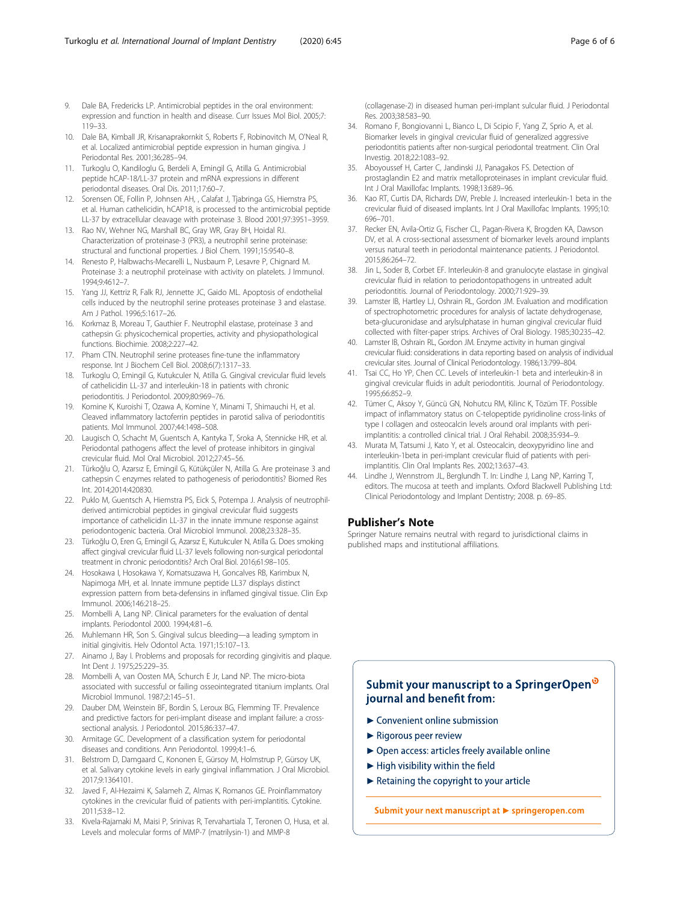9. Dale BA, Fredericks LP. Antimicrobial peptides in the oral environment: expression and function in health and disease. Curr Issues Mol Biol. 2005;7: 119–33.
10. Dale BA, Kimball JR, Krisanaprakornkit S, Roberts F, Robinovitch M, O'Neal R, et al. Localized antimicrobial peptide expression in human gingiva. J Periodontal Res. 2001;36:285–94.
11. Turkoglu O, Kandiloglu G, Berdeli A, Emingil G, Atilla G. Antimicrobial peptide hCAP-18/LL-37 protein and mRNA expressions in different periodontal diseases. Oral Dis. 2011;17:60–7.
12. Sorensen OE, Follin P, Johnsen AH, , Calafat J, Tjabringa GS, Hiemstra PS, et al. Human cathelicidin, hCAP18, is processed to the antimicrobial peptide LL-37 by extracellular cleavage with proteinase 3. Blood 2001;97:3951–3959.
13. Rao NV, Wehner NG, Marshall BC, Gray WR, Gray BH, Hoidal RJ. Characterization of proteinase-3 (PR3), a neutrophil serine proteinase: structural and functional properties. J Biol Chem. 1991;15:9540–8.
14. Renesto P, Halbwachs-Mecarelli L, Nusbaum P, Lesavre P, Chignard M. Proteinase 3: a neutrophil proteinase with activity on platelets. J Immunol. 1994;9:4612–7.
15. Yang JJ, Kettriz R, Falk RJ, Jennette JC, Gaido ML. Apoptosis of endothelial cells induced by the neutrophil serine proteases proteinase 3 and elastase. Am J Pathol. 1996;5:1617–26.
16. Korkmaz B, Moreau T, Gauthier F. Neutrophil elastase, proteinase 3 and cathepsin G: physicochemical properties, activity and physiopathological functions. Biochimie. 2008;2:227–42.
17. Pham CTN. Neutrophil serine proteases fine-tune the inflammatory response. Int J Biochem Cell Biol. 2008;6(7):1317–33.
18. Turkoglu O, Emingil G, Kutukculer N, Atilla G. Gingival crevicular fluid levels of cathelicidin LL-37 and interleukin-18 in patients with chronic periodontitis. J Periodontol. 2009;80:969–76.
19. Komine K, Kuroishi T, Ozawa A, Komine Y, Minami T, Shimauchi H, et al. Cleaved inflammatory lactoferrin peptides in parotid saliva of periodontitis patients. Mol Immunol. 2007;44:1498–508.
20. Laugisch O, Schacht M, Guentsch A, Kantyka T, Sroka A, Stennicke HR, et al. Periodontal pathogens affect the level of protease inhibitors in gingival crevicular fluid. Mol Oral Microbiol. 2012;27:45–56.
21. Türkoğlu O, Azarsız E, Emingil G, Kütükçüler N, Atilla G. Are proteinase 3 and cathepsin C enzymes related to pathogenesis of periodontitis? Biomed Res Int. 2014;2014:420830.
22. Puklo M, Guentsch A, Hiemstra PS, Eick S, Potempa J. Analysis of neutrophil-derived antimicrobial peptides in gingival crevicular fluid suggests importance of cathelicidin LL-37 in the innate immune response against periodontogenic bacteria. Oral Microbiol Immunol. 2008;23:328–35.
23. Türkoğlu O, Eren G, Emingil G, Azarsız E, Kutukculer N, Atilla G. Does smoking affect gingival crevicular fluid LL-37 levels following non-surgical periodontal treatment in chronic periodontitis? Arch Oral Biol. 2016;61:98–105.
24. Hosokawa I, Hosokawa Y, Komatsuzawa H, Goncalves RB, Karimbux N, Napimoga MH, et al. Innate immune peptide LL37 displays distinct expression pattern from beta-defensins in inflamed gingival tissue. Clin Exp Immunol. 2006;146:218–25.
25. Mombelli A, Lang NP. Clinical parameters for the evaluation of dental implants. Periodontol 2000. 1994;4:81–6.
26. Muhlemann HR, Son S. Gingival sulcus bleeding—a leading symptom in initial gingivitis. Helv Odontol Acta. 1971;15:107–13.
27. Ainamo J, Bay I. Problems and proposals for recording gingivitis and plaque. Int Dent J. 1975;25:229–35.
28. Mombelli A, van Oosten MA, Schurch E Jr, Land NP. The micro-biota associated with successful or failing osseointegrated titanium implants. Oral Microbiol Immunol. 1987;2:145–51.
29. Dauber DM, Weinstein BF, Bordin S, Leroux BG, Flemming TF. Prevalence and predictive factors for peri-implant disease and implant failure: a cross-sectional analysis. J Periodontol. 2015;86:337–47.
30. Armitage GC. Development of a classification system for periodontal diseases and conditions. Ann Periodontol. 1999;4:1–6.
31. Belstrom D, Damgaard C, Kononen E, Gürsoy M, Holmstrup P, Gürsoy UK, et al. Salivary cytokine levels in early gingival inflammation. J Oral Microbiol. 2017;9:1364101.
32. Javed F, Al-Hezaimi K, Salameh Z, Almas K, Romanos GE. Proinflammatory cytokines in the crevicular fluid of patients with peri-implantitis. Cytokine. 2011;53:8–12.
33. Kivela-Rajamaki M, Maisi P, Srinivas R, Tervahartiala T, Teronen O, Husa, et al. Levels and molecular forms of MMP-7 (matrilysin-1) and MMP-8 (collagenase-2) in diseased human peri-implant sulcular fluid. J Periodontal Res. 2003;38:583–90.
34. Romano F, Bongiovanni L, Bianco L, Di Scipio F, Yang Z, Sprio A, et al. Biomarker levels in gingival crevicular fluid of generalized aggressive periodontitis patients after non-surgical periodontal treatment. Clin Oral Investig. 2018;22:1083–92.
35. Aboyoussef H, Carter C, Jandinski JJ, Panagakos FS. Detection of prostaglandin E2 and matrix metalloproteinases in implant crevicular fluid. Int J Oral Maxillofac Implants. 1998;13:689–96.
36. Kao RT, Curtis DA, Richards DW, Preble J. Increased interleukin-1 beta in the crevicular fluid of diseased implants. Int J Oral Maxillofac Implants. 1995;10: 696–701.
37. Recker EN, Avila-Ortiz G, Fischer CL, Pagan-Rivera K, Brogden KA, Dawson DV, et al. A cross-sectional assessment of biomarker levels around implants versus natural teeth in periodontal maintenance patients. J Periodontol. 2015;86:264–72.
38. Jin L, Soder B, Corbet EF. Interleukin-8 and granulocyte elastase in gingival crevicular fluid in relation to periodontopathogens in untreated adult periodontitis. Journal of Periodontology. 2000;71:929–39.
39. Lamster IB, Hartley LJ, Oshrain RL, Gordon JM. Evaluation and modification of spectrophotometric procedures for analysis of lactate dehydrogenase, beta-glucuronidase and arylsulphatase in human gingival crevicular fluid collected with filter-paper strips. Archives of Oral Biology. 1985;30:235–42.
40. Lamster IB, Oshrain RL, Gordon JM. Enzyme activity in human gingival crevicular fluid: considerations in data reporting based on analysis of individual crevicular sites. Journal of Clinical Periodontology. 1986;13:799–804.
41. Tsai CC, Ho YP, Chen CC. Levels of interleukin-1 beta and interleukin-8 in gingival crevicular fluids in adult periodontitis. Journal of Periodontology. 1995;66:852–9.
42. Tümer C, Aksoy Y, Güncü GN, Nohutcu RM, Kilinc K, Tözüm TF. Possible impact of inflammatory status on C-telopeptide pyridinoline cross-links of type I collagen and osteocalcin levels around oral implants with peri-implantitis: a controlled clinical trial. J Oral Rehabil. 2008;35:934–9.
43. Murata M, Tatsumi J, Kato Y, et al. Osteocalcin, deoxypyridino line and interleukin-1beta in peri-implant crevicular fluid of patients with peri-implantitis. Clin Oral Implants Res. 2002;13:637–43.
44. Lindhe J, Wennstrom JL, Berglundh T. In: Lindhe J, Lang NP, Karring T, editors. The mucosa at teeth and implants. Oxford Blackwell Publishing Ltd: Clinical Periodontology and Implant Dentistry; 2008. p. 69–85.

## Publisher's Note

Springer Nature remains neutral with regard to jurisdictional claims in published maps and institutional affiliations.

**Submit your manuscript to a SpringerOpen journal and benefit from:**

- ► Convenient online submission
- ► Rigorous peer review
- ► Open access: articles freely available online
- ► High visibility within the field
- ► Retaining the copyright to your article

**Submit your next manuscript at ► springeropen.com**